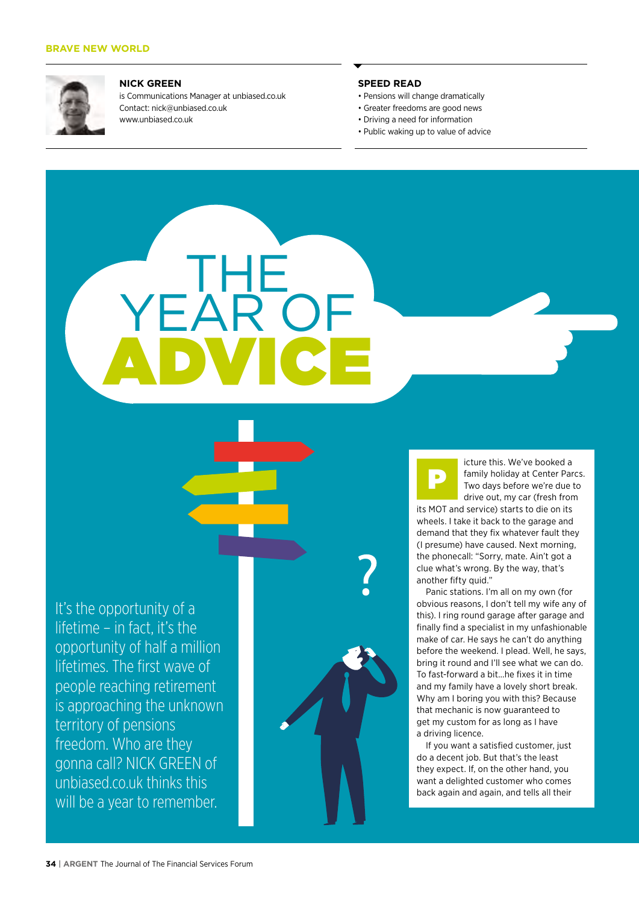BRAVE NEW WORLD

**NICK GREEN**
is Communications Manager at unbiased.co.uk
Contact: nick@unbiased.co.uk
www.unbiased.co.uk

**SPEED READ**
- Pensions will change dramatically
- Greater freedoms are good news
- Driving a need for information
- Public waking up to value of advice

# THE YEAR OF ADVICE

It's the opportunity of a lifetime – in fact, it's the opportunity of half a million lifetimes. The first wave of people reaching retirement is approaching the unknown territory of pensions freedom. Who are they gonna call? NICK GREEN of unbiased.co.uk thinks this will be a year to remember.

Picture this. We've booked a family holiday at Center Parcs. Two days before we're due to drive out, my car (fresh from its MOT and service) starts to die on its wheels. I take it back to the garage and demand that they fix whatever fault they (I presume) have caused. Next morning, the phonecall: "Sorry, mate. Ain't got a clue what's wrong. By the way, that's another fifty quid."

Panic stations. I'm all on my own (for obvious reasons, I don't tell my wife any of this). I ring round garage after garage and finally find a specialist in my unfashionable make of car. He says he can't do anything before the weekend. I plead. Well, he says, bring it round and I'll see what we can do. To fast-forward a bit...he fixes it in time and my family have a lovely short break. Why am I boring you with this? Because that mechanic is now guaranteed to get my custom for as long as I have a driving licence.

If you want a satisfied customer, just do a decent job. But that's the least they expect. If, on the other hand, you want a delighted customer who comes back again and again, and tells all their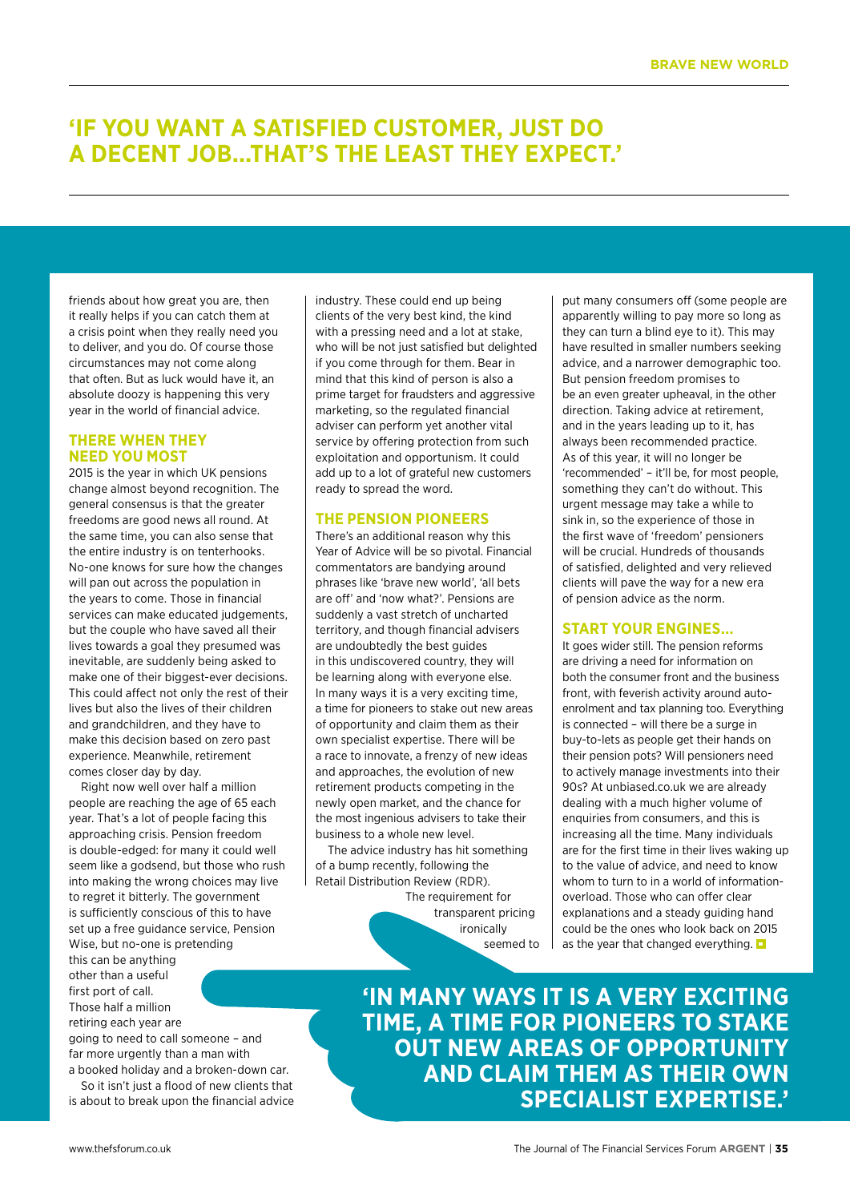## 'IF YOU WANT A SATISFIED CUSTOMER, JUST DO A DECENT JOB...THAT'S THE LEAST THEY EXPECT.'

friends about how great you are, then it really helps if you can catch them at a crisis point when they really need you to deliver, and you do. Of course those circumstances may not come along that often. But as luck would have it, an absolute doozy is happening this very year in the world of financial advice.

### THERE WHEN THEY NEED YOU MOST

2015 is the year in which UK pensions change almost beyond recognition. The general consensus is that the greater freedoms are good news all round. At the same time, you can also sense that the entire industry is on tenterhooks. No-one knows for sure how the changes will pan out across the population in the years to come. Those in financial services can make educated judgements, but the couple who have saved all their lives towards a goal they presumed was inevitable, are suddenly being asked to make one of their biggest-ever decisions. This could affect not only the rest of their lives but also the lives of their children and grandchildren, and they have to make this decision based on zero past experience. Meanwhile, retirement comes closer day by day.

Right now well over half a million people are reaching the age of 65 each year. That's a lot of people facing this approaching crisis. Pension freedom is double-edged: for many it could well seem like a godsend, but those who rush into making the wrong choices may live to regret it bitterly. The government is sufficiently conscious of this to have set up a free guidance service, Pension Wise, but no-one is pretending this can be anything other than a useful first port of call. Those half a million retiring each year are going to need to call someone – and far more urgently than a man with a booked holiday and a broken-down car.

So it isn't just a flood of new clients that is about to break upon the financial advice industry. These could end up being clients of the very best kind, the kind with a pressing need and a lot at stake, who will be not just satisfied but delighted if you come through for them. Bear in mind that this kind of person is also a prime target for fraudsters and aggressive marketing, so the regulated financial adviser can perform yet another vital service by offering protection from such exploitation and opportunism. It could add up to a lot of grateful new customers ready to spread the word.

### THE PENSION PIONEERS

There's an additional reason why this Year of Advice will be so pivotal. Financial commentators are bandying around phrases like 'brave new world', 'all bets are off' and 'now what?'. Pensions are suddenly a vast stretch of uncharted territory, and though financial advisers are undoubtedly the best guides in this undiscovered country, they will be learning along with everyone else. In many ways it is a very exciting time, a time for pioneers to stake out new areas of opportunity and claim them as their own specialist expertise. There will be a race to innovate, a frenzy of new ideas and approaches, the evolution of new retirement products competing in the newly open market, and the chance for the most ingenious advisers to take their business to a whole new level.

The advice industry has hit something of a bump recently, following the Retail Distribution Review (RDR). The requirement for transparent pricing ironically seemed to put many consumers off (some people are apparently willing to pay more so long as they can turn a blind eye to it). This may have resulted in smaller numbers seeking advice, and a narrower demographic too. But pension freedom promises to be an even greater upheaval, in the other direction. Taking advice at retirement, and in the years leading up to it, has always been recommended practice. As of this year, it will no longer be 'recommended' – it'll be, for most people, something they can't do without. This urgent message may take a while to sink in, so the experience of those in the first wave of 'freedom' pensioners will be crucial. Hundreds of thousands of satisfied, delighted and very relieved clients will pave the way for a new era of pension advice as the norm.

### START YOUR ENGINES...

It goes wider still. The pension reforms are driving a need for information on both the consumer front and the business front, with feverish activity around auto-enrolment and tax planning too. Everything is connected – will there be a surge in buy-to-lets as people get their hands on their pension pots? Will pensioners need to actively manage investments into their 90s? At unbiased.co.uk we are already dealing with a much higher volume of enquiries from consumers, and this is increasing all the time. Many individuals are for the first time in their lives waking up to the value of advice, and need to know whom to turn to in a world of information-overload. Those who can offer clear explanations and a steady guiding hand could be the ones who look back on 2015 as the year that changed everything.

**'IN MANY WAYS IT IS A VERY EXCITING TIME, A TIME FOR PIONEERS TO STAKE OUT NEW AREAS OF OPPORTUNITY AND CLAIM THEM AS THEIR OWN SPECIALIST EXPERTISE.'**